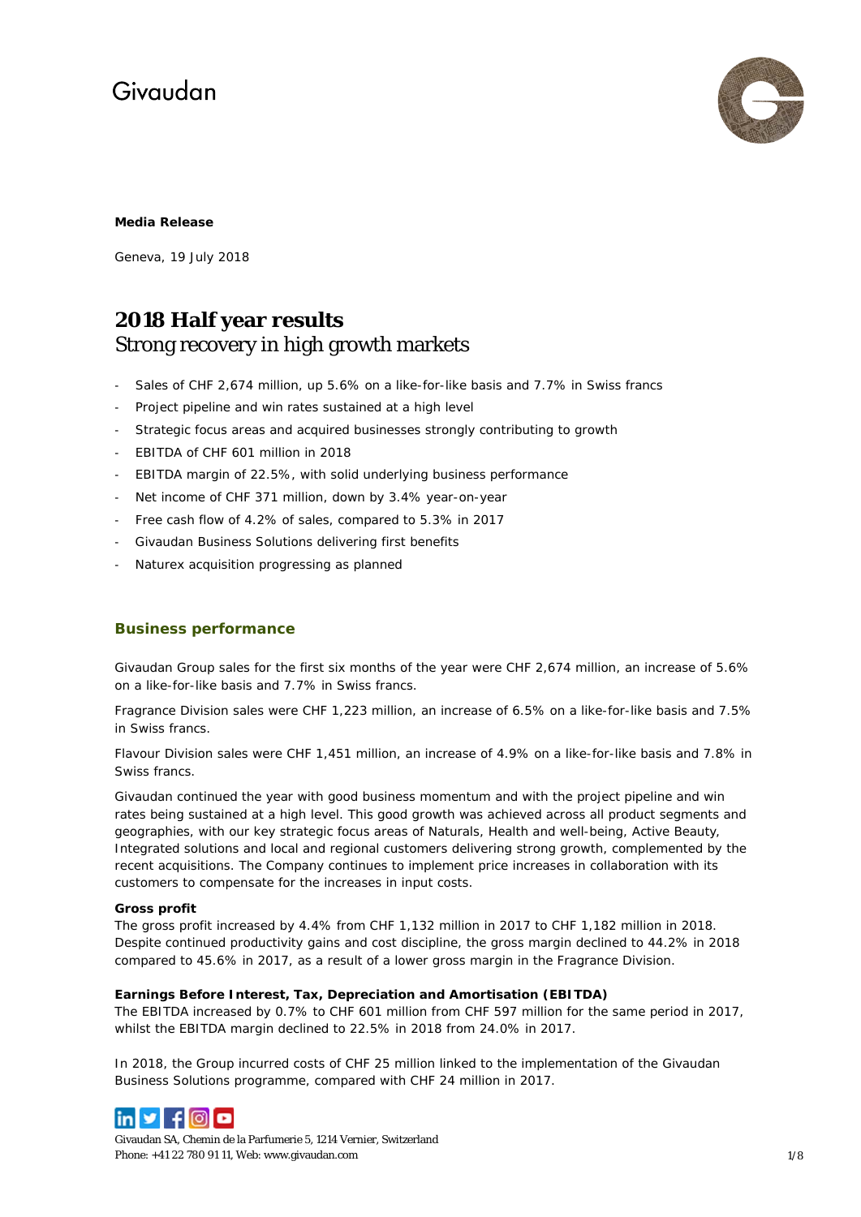Givaudan

**Media Release**

Geneva, 19 July 2018

# 2018 Half year results
## Strong recovery in high growth markets

- Sales of CHF 2,674 million, up 5.6% on a like-for-like basis and 7.7% in Swiss francs
- Project pipeline and win rates sustained at a high level
- Strategic focus areas and acquired businesses strongly contributing to growth
- EBITDA of CHF 601 million in 2018
- EBITDA margin of 22.5%, with solid underlying business performance
- Net income of CHF 371 million, down by 3.4% year-on-year
- Free cash flow of 4.2% of sales, compared to 5.3% in 2017
- Givaudan Business Solutions delivering first benefits
- Naturex acquisition progressing as planned

## Business performance

Givaudan Group sales for the first six months of the year were CHF 2,674 million, an increase of 5.6% on a like-for-like basis and 7.7% in Swiss francs.

Fragrance Division sales were CHF 1,223 million, an increase of 6.5% on a like-for-like basis and 7.5% in Swiss francs.

Flavour Division sales were CHF 1,451 million, an increase of 4.9% on a like-for-like basis and 7.8% in Swiss francs.

Givaudan continued the year with good business momentum and with the project pipeline and win rates being sustained at a high level. This good growth was achieved across all product segments and geographies, with our key strategic focus areas of Naturals, Health and well-being, Active Beauty, Integrated solutions and local and regional customers delivering strong growth, complemented by the recent acquisitions. The Company continues to implement price increases in collaboration with its customers to compensate for the increases in input costs.

**Gross profit**
The gross profit increased by 4.4% from CHF 1,132 million in 2017 to CHF 1,182 million in 2018. Despite continued productivity gains and cost discipline, the gross margin declined to 44.2% in 2018 compared to 45.6% in 2017, as a result of a lower gross margin in the Fragrance Division.

**Earnings Before Interest, Tax, Depreciation and Amortisation (EBITDA)**
The EBITDA increased by 0.7% to CHF 601 million from CHF 597 million for the same period in 2017, whilst the EBITDA margin declined to 22.5% in 2018 from 24.0% in 2017.

In 2018, the Group incurred costs of CHF 25 million linked to the implementation of the Givaudan Business Solutions programme, compared with CHF 24 million in 2017.

Givaudan SA, Chemin de la Parfumerie 5, 1214 Vernier, Switzerland
Phone: +41 22 780 91 11, Web: www.givaudan.com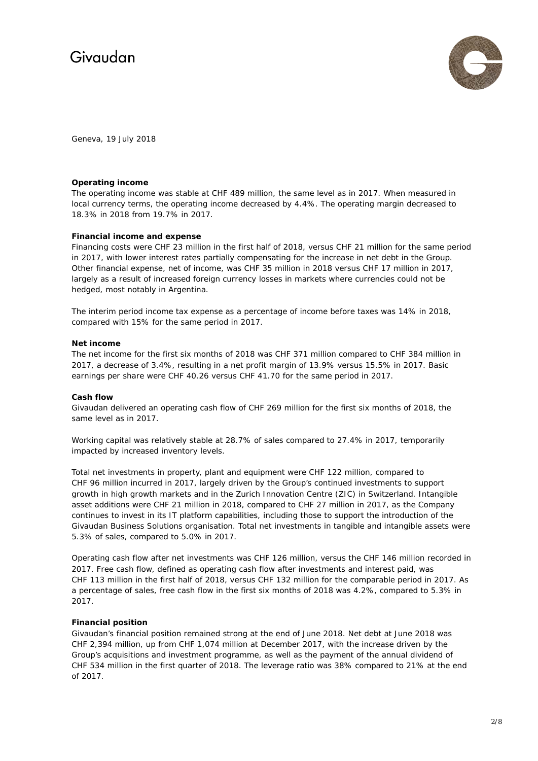Givaudan

Geneva, 19 July 2018

**Operating income**

The operating income was stable at CHF 489 million, the same level as in 2017. When measured in local currency terms, the operating income decreased by 4.4%. The operating margin decreased to 18.3% in 2018 from 19.7% in 2017.

**Financial income and expense**

Financing costs were CHF 23 million in the first half of 2018, versus CHF 21 million for the same period in 2017, with lower interest rates partially compensating for the increase in net debt in the Group. Other financial expense, net of income, was CHF 35 million in 2018 versus CHF 17 million in 2017, largely as a result of increased foreign currency losses in markets where currencies could not be hedged, most notably in Argentina.

The interim period income tax expense as a percentage of income before taxes was 14% in 2018, compared with 15% for the same period in 2017.

**Net income**

The net income for the first six months of 2018 was CHF 371 million compared to CHF 384 million in 2017, a decrease of 3.4%, resulting in a net profit margin of 13.9% versus 15.5% in 2017. Basic earnings per share were CHF 40.26 versus CHF 41.70 for the same period in 2017.

**Cash flow**

Givaudan delivered an operating cash flow of CHF 269 million for the first six months of 2018, the same level as in 2017.

Working capital was relatively stable at 28.7% of sales compared to 27.4% in 2017, temporarily impacted by increased inventory levels.

Total net investments in property, plant and equipment were CHF 122 million, compared to CHF 96 million incurred in 2017, largely driven by the Group's continued investments to support growth in high growth markets and in the Zurich Innovation Centre (ZIC) in Switzerland. Intangible asset additions were CHF 21 million in 2018, compared to CHF 27 million in 2017, as the Company continues to invest in its IT platform capabilities, including those to support the introduction of the Givaudan Business Solutions organisation. Total net investments in tangible and intangible assets were 5.3% of sales, compared to 5.0% in 2017.

Operating cash flow after net investments was CHF 126 million, versus the CHF 146 million recorded in 2017. Free cash flow, defined as operating cash flow after investments and interest paid, was CHF 113 million in the first half of 2018, versus CHF 132 million for the comparable period in 2017. As a percentage of sales, free cash flow in the first six months of 2018 was 4.2%, compared to 5.3% in 2017.

**Financial position**

Givaudan's financial position remained strong at the end of June 2018. Net debt at June 2018 was CHF 2,394 million, up from CHF 1,074 million at December 2017, with the increase driven by the Group's acquisitions and investment programme, as well as the payment of the annual dividend of CHF 534 million in the first quarter of 2018. The leverage ratio was 38% compared to 21% at the end of 2017.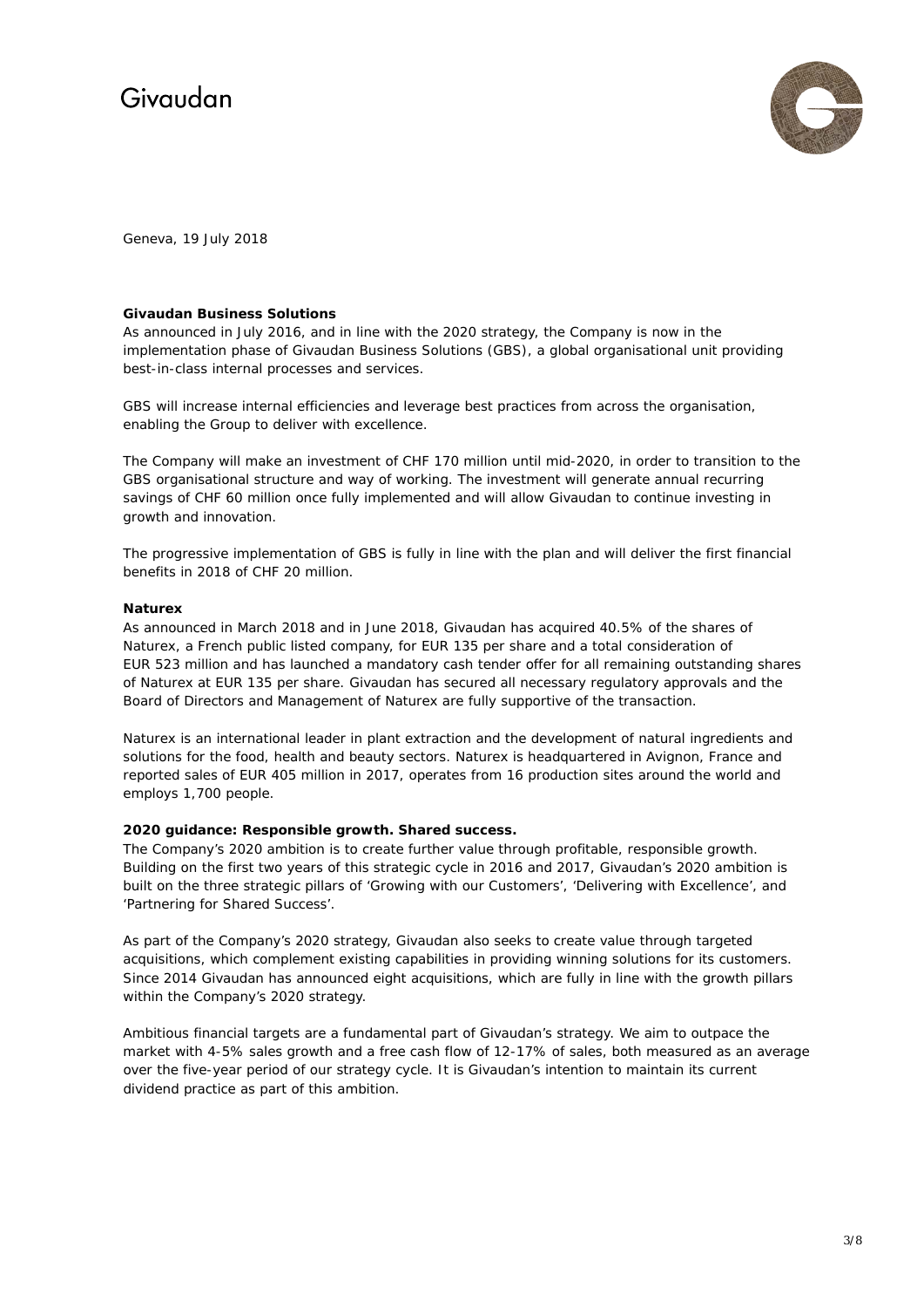Geneva, 19 July 2018

**Givaudan Business Solutions**

As announced in July 2016, and in line with the 2020 strategy, the Company is now in the implementation phase of Givaudan Business Solutions (GBS), a global organisational unit providing best-in-class internal processes and services.

GBS will increase internal efficiencies and leverage best practices from across the organisation, enabling the Group to deliver with excellence.

The Company will make an investment of CHF 170 million until mid-2020, in order to transition to the GBS organisational structure and way of working. The investment will generate annual recurring savings of CHF 60 million once fully implemented and will allow Givaudan to continue investing in growth and innovation.

The progressive implementation of GBS is fully in line with the plan and will deliver the first financial benefits in 2018 of CHF 20 million.

**Naturex**

As announced in March 2018 and in June 2018, Givaudan has acquired 40.5% of the shares of Naturex, a French public listed company, for EUR 135 per share and a total consideration of EUR 523 million and has launched a mandatory cash tender offer for all remaining outstanding shares of Naturex at EUR 135 per share. Givaudan has secured all necessary regulatory approvals and the Board of Directors and Management of Naturex are fully supportive of the transaction.

Naturex is an international leader in plant extraction and the development of natural ingredients and solutions for the food, health and beauty sectors. Naturex is headquartered in Avignon, France and reported sales of EUR 405 million in 2017, operates from 16 production sites around the world and employs 1,700 people.

**2020 guidance: Responsible growth. Shared success.**

The Company's 2020 ambition is to create further value through profitable, responsible growth. Building on the first two years of this strategic cycle in 2016 and 2017, Givaudan's 2020 ambition is built on the three strategic pillars of 'Growing with our Customers', 'Delivering with Excellence', and 'Partnering for Shared Success'.

As part of the Company's 2020 strategy, Givaudan also seeks to create value through targeted acquisitions, which complement existing capabilities in providing winning solutions for its customers. Since 2014 Givaudan has announced eight acquisitions, which are fully in line with the growth pillars within the Company's 2020 strategy.

Ambitious financial targets are a fundamental part of Givaudan's strategy. We aim to outpace the market with 4-5% sales growth and a free cash flow of 12-17% of sales, both measured as an average over the five-year period of our strategy cycle. It is Givaudan's intention to maintain its current dividend practice as part of this ambition.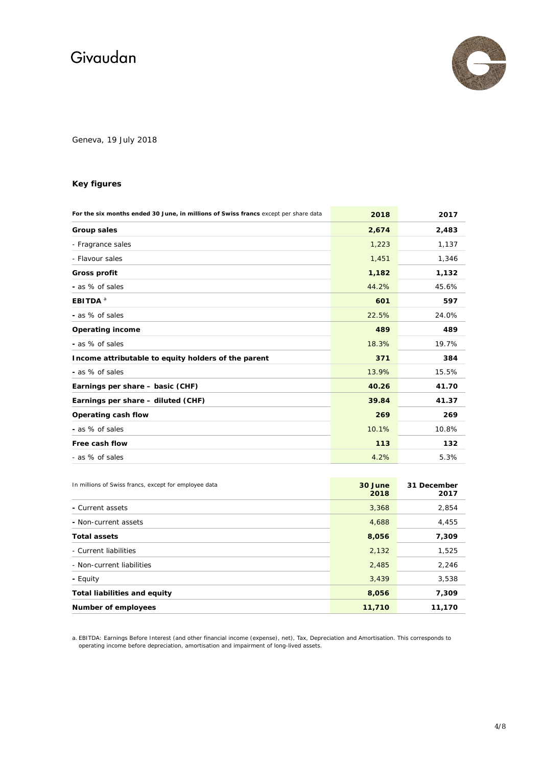Givaudan

Geneva, 19 July 2018

### Key figures

| For the six months ended 30 June, in millions of Swiss francs except per share data | 2018 | 2017 |
|---|---|---|
| **Group sales** | **2,674** | **2,483** |
| - Fragrance sales | 1,223 | 1,137 |
| - Flavour sales | 1,451 | 1,346 |
| **Gross profit** | **1,182** | **1,132** |
| - as % of sales | 44.2% | 45.6% |
| **EBITDA** [a] | **601** | **597** |
| - as % of sales | 22.5% | 24.0% |
| **Operating income** | **489** | **489** |
| - as % of sales | 18.3% | 19.7% |
| **Income attributable to equity holders of the parent** | **371** | **384** |
| - as % of sales | 13.9% | 15.5% |
| **Earnings per share – basic (CHF)** | **40.26** | **41.70** |
| **Earnings per share – diluted (CHF)** | **39.84** | **41.37** |
| **Operating cash flow** | **269** | **269** |
| - as % of sales | 10.1% | 10.8% |
| **Free cash flow** | **113** | **132** |
| - as % of sales | 4.2% | 5.3% |

| In millions of Swiss francs, except for employee data | 30 June 2018 | 31 December 2017 |
|---|---|---|
| - Current assets | 3,368 | 2,854 |
| - Non-current assets | 4,688 | 4,455 |
| **Total assets** | **8,056** | **7,309** |
| - Current liabilities | 2,132 | 1,525 |
| - Non-current liabilities | 2,485 | 2,246 |
| - Equity | 3,439 | 3,538 |
| **Total liabilities and equity** | **8,056** | **7,309** |
| **Number of employees** | **11,710** | **11,170** |

a. EBITDA: Earnings Before Interest (and other financial income (expense), net), Tax, Depreciation and Amortisation. This corresponds to operating income before depreciation, amortisation and impairment of long-lived assets.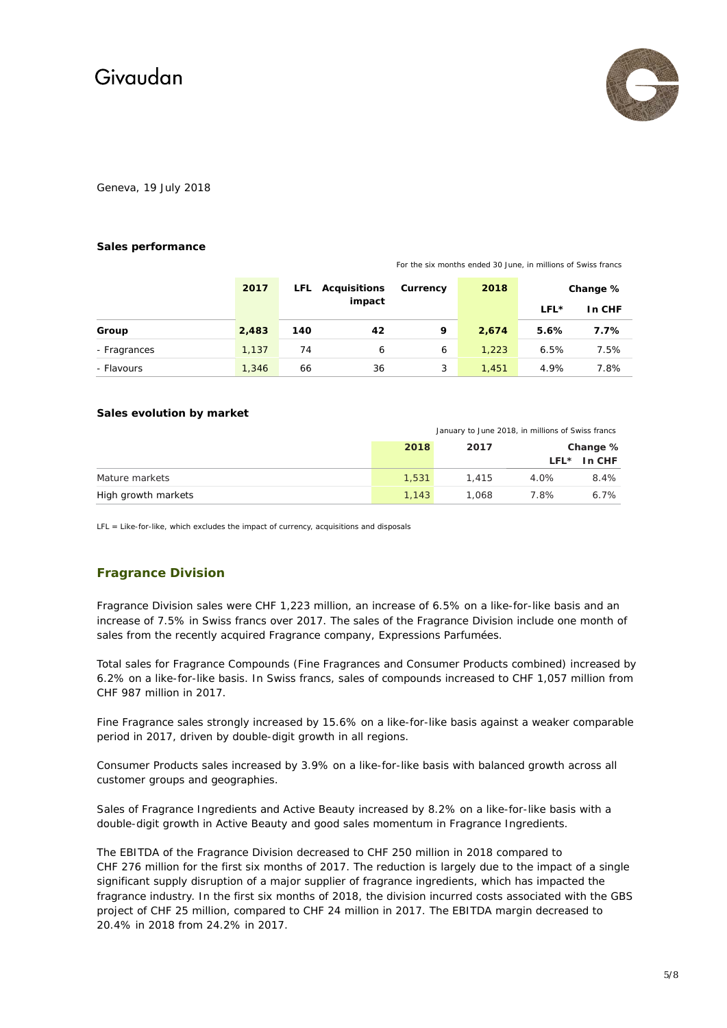Givaudan

Geneva, 19 July 2018

**Sales performance**

*For the six months ended 30 June, in millions of Swiss francs*

| | 2017 | LFL | Acquisitions impact | Currency | 2018 | Change % | |
|---|---|---|---|---|---|---|---|
| | | | | | | LFL* | In CHF |
| **Group** | **2,483** | **140** | **42** | **9** | **2,674** | **5.6%** | **7.7%** |
| - Fragrances | 1,137 | 74 | 6 | 6 | 1,223 | 6.5% | 7.5% |
| - Flavours | 1,346 | 66 | 36 | 3 | 1,451 | 4.9% | 7.8% |

**Sales evolution by market**

*January to June 2018, in millions of Swiss francs*

| | 2018 | 2017 | Change % | |
|---|---|---|---|---|
| | | | LFL* | In CHF |
| Mature markets | 1,531 | 1,415 | 4.0% | 8.4% |
| High growth markets | 1,143 | 1,068 | 7.8% | 6.7% |

LFL = Like-for-like, which excludes the impact of currency, acquisitions and disposals

## Fragrance Division

Fragrance Division sales were CHF 1,223 million, an increase of 6.5% on a like-for-like basis and an increase of 7.5% in Swiss francs over 2017. The sales of the Fragrance Division include one month of sales from the recently acquired Fragrance company, Expressions Parfumées.

Total sales for Fragrance Compounds (Fine Fragrances and Consumer Products combined) increased by 6.2% on a like-for-like basis. In Swiss francs, sales of compounds increased to CHF 1,057 million from CHF 987 million in 2017.

Fine Fragrance sales strongly increased by 15.6% on a like-for-like basis against a weaker comparable period in 2017, driven by double-digit growth in all regions.

Consumer Products sales increased by 3.9% on a like-for-like basis with balanced growth across all customer groups and geographies.

Sales of Fragrance Ingredients and Active Beauty increased by 8.2% on a like-for-like basis with a double-digit growth in Active Beauty and good sales momentum in Fragrance Ingredients.

The EBITDA of the Fragrance Division decreased to CHF 250 million in 2018 compared to CHF 276 million for the first six months of 2017. The reduction is largely due to the impact of a single significant supply disruption of a major supplier of fragrance ingredients, which has impacted the fragrance industry. In the first six months of 2018, the division incurred costs associated with the GBS project of CHF 25 million, compared to CHF 24 million in 2017. The EBITDA margin decreased to 20.4% in 2018 from 24.2% in 2017.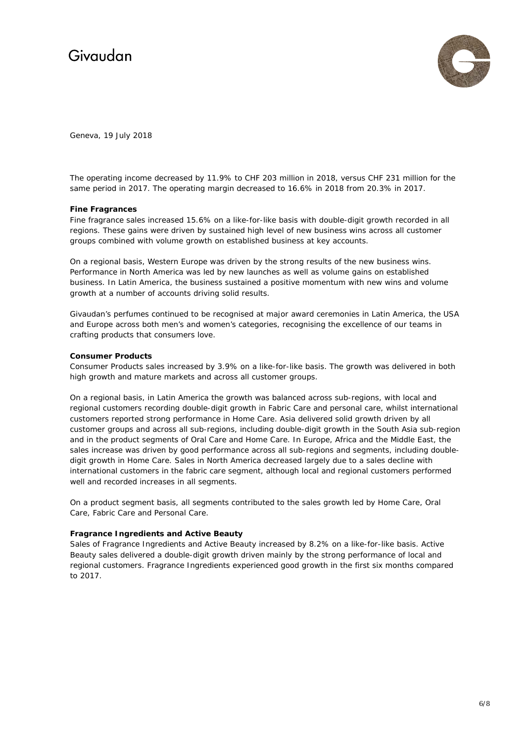Geneva, 19 July 2018

The operating income decreased by 11.9% to CHF 203 million in 2018, versus CHF 231 million for the same period in 2017. The operating margin decreased to 16.6% in 2018 from 20.3% in 2017.

**Fine Fragrances**

Fine fragrance sales increased 15.6% on a like-for-like basis with double-digit growth recorded in all regions. These gains were driven by sustained high level of new business wins across all customer groups combined with volume growth on established business at key accounts.

On a regional basis, Western Europe was driven by the strong results of the new business wins. Performance in North America was led by new launches as well as volume gains on established business. In Latin America, the business sustained a positive momentum with new wins and volume growth at a number of accounts driving solid results.

Givaudan's perfumes continued to be recognised at major award ceremonies in Latin America, the USA and Europe across both men's and women's categories, recognising the excellence of our teams in crafting products that consumers love.

**Consumer Products**

Consumer Products sales increased by 3.9% on a like-for-like basis. The growth was delivered in both high growth and mature markets and across all customer groups.

On a regional basis, in Latin America the growth was balanced across sub-regions, with local and regional customers recording double-digit growth in Fabric Care and personal care, whilst international customers reported strong performance in Home Care. Asia delivered solid growth driven by all customer groups and across all sub-regions, including double-digit growth in the South Asia sub-region and in the product segments of Oral Care and Home Care. In Europe, Africa and the Middle East, the sales increase was driven by good performance across all sub-regions and segments, including double-digit growth in Home Care. Sales in North America decreased largely due to a sales decline with international customers in the fabric care segment, although local and regional customers performed well and recorded increases in all segments.

On a product segment basis, all segments contributed to the sales growth led by Home Care, Oral Care, Fabric Care and Personal Care.

**Fragrance Ingredients and Active Beauty**

Sales of Fragrance Ingredients and Active Beauty increased by 8.2% on a like-for-like basis. Active Beauty sales delivered a double-digit growth driven mainly by the strong performance of local and regional customers. Fragrance Ingredients experienced good growth in the first six months compared to 2017.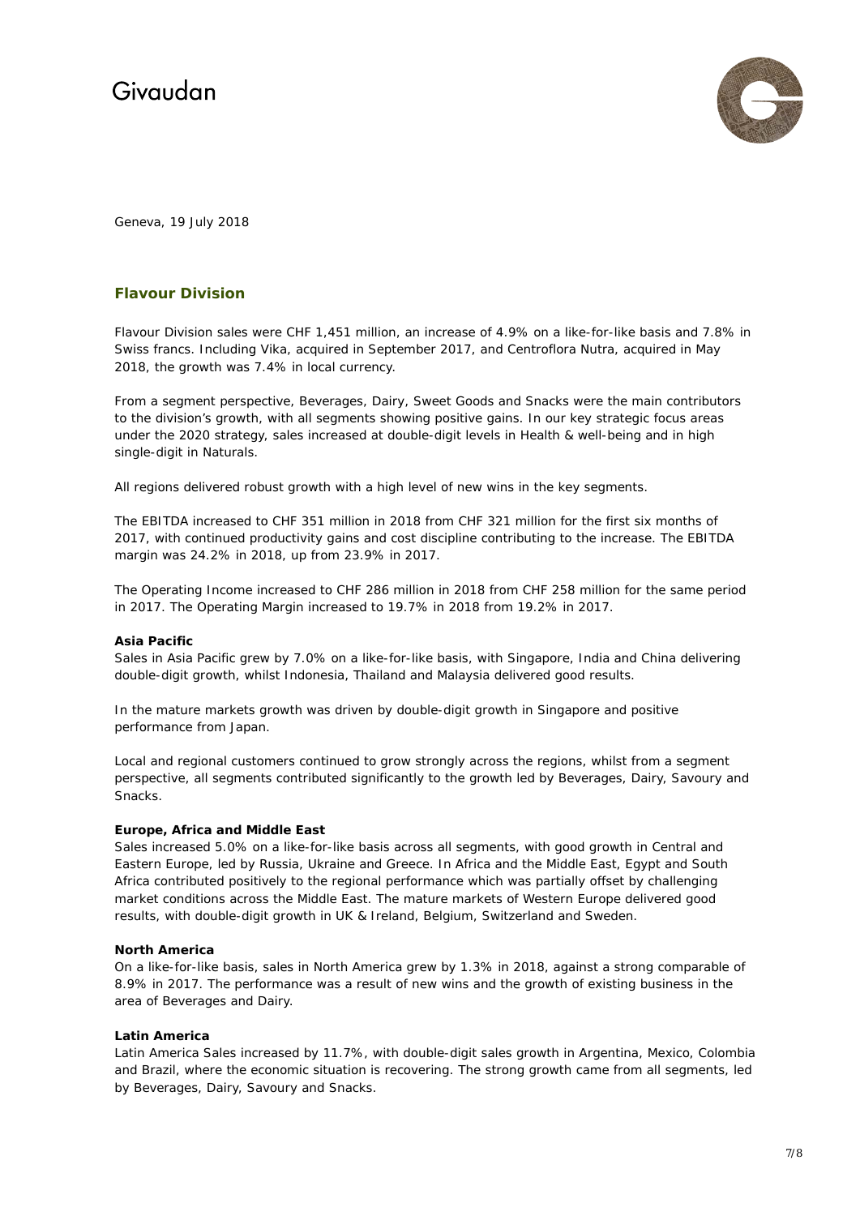Geneva, 19 July 2018

## Flavour Division

Flavour Division sales were CHF 1,451 million, an increase of 4.9% on a like-for-like basis and 7.8% in Swiss francs. Including Vika, acquired in September 2017, and Centroflora Nutra, acquired in May 2018, the growth was 7.4% in local currency.

From a segment perspective, Beverages, Dairy, Sweet Goods and Snacks were the main contributors to the division's growth, with all segments showing positive gains. In our key strategic focus areas under the 2020 strategy, sales increased at double-digit levels in Health & well-being and in high single-digit in Naturals.

All regions delivered robust growth with a high level of new wins in the key segments.

The EBITDA increased to CHF 351 million in 2018 from CHF 321 million for the first six months of 2017, with continued productivity gains and cost discipline contributing to the increase. The EBITDA margin was 24.2% in 2018, up from 23.9% in 2017.

The Operating Income increased to CHF 286 million in 2018 from CHF 258 million for the same period in 2017. The Operating Margin increased to 19.7% in 2018 from 19.2% in 2017.

**Asia Pacific**
Sales in Asia Pacific grew by 7.0% on a like-for-like basis, with Singapore, India and China delivering double-digit growth, whilst Indonesia, Thailand and Malaysia delivered good results.

In the mature markets growth was driven by double-digit growth in Singapore and positive performance from Japan.

Local and regional customers continued to grow strongly across the regions, whilst from a segment perspective, all segments contributed significantly to the growth led by Beverages, Dairy, Savoury and Snacks.

**Europe, Africa and Middle East**
Sales increased 5.0% on a like-for-like basis across all segments, with good growth in Central and Eastern Europe, led by Russia, Ukraine and Greece. In Africa and the Middle East, Egypt and South Africa contributed positively to the regional performance which was partially offset by challenging market conditions across the Middle East. The mature markets of Western Europe delivered good results, with double-digit growth in UK & Ireland, Belgium, Switzerland and Sweden.

**North America**
On a like-for-like basis, sales in North America grew by 1.3% in 2018, against a strong comparable of 8.9% in 2017. The performance was a result of new wins and the growth of existing business in the area of Beverages and Dairy.

**Latin America**
Latin America Sales increased by 11.7%, with double-digit sales growth in Argentina, Mexico, Colombia and Brazil, where the economic situation is recovering. The strong growth came from all segments, led by Beverages, Dairy, Savoury and Snacks.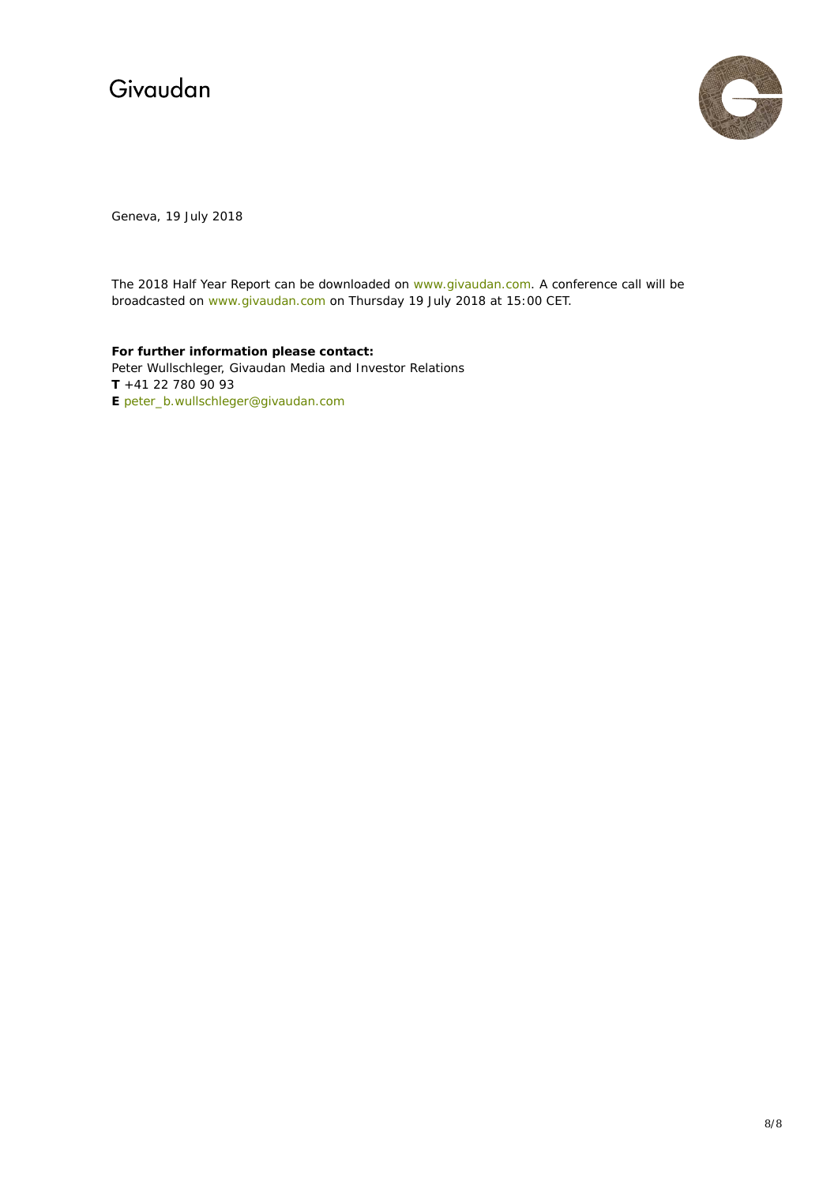Geneva, 19 July 2018

The 2018 Half Year Report can be downloaded on www.givaudan.com. A conference call will be broadcasted on www.givaudan.com on Thursday 19 July 2018 at 15:00 CET.

**For further information please contact:**
Peter Wullschleger, Givaudan Media and Investor Relations
**T** +41 22 780 90 93
**E** peter_b.wullschleger@givaudan.com